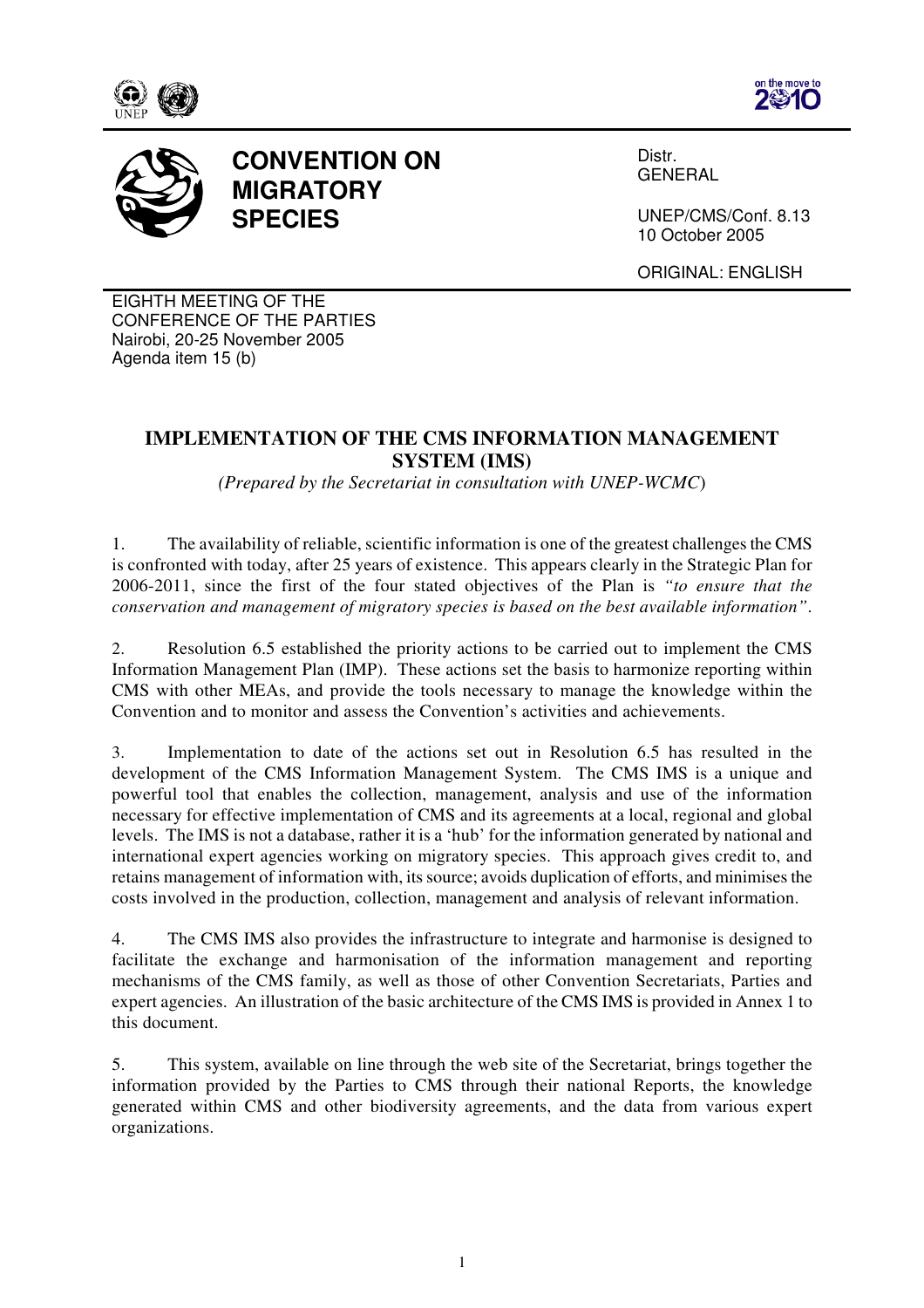# CONVENTION ON MIGRATORY SPECIES

Distr.
GENERAL

UNEP/CMS/Conf. 8.13
10 October 2005

ORIGINAL: ENGLISH

EIGHTH MEETING OF THE
CONFERENCE OF THE PARTIES
Nairobi, 20-25 November 2005
Agenda item 15 (b)

## IMPLEMENTATION OF THE CMS INFORMATION MANAGEMENT SYSTEM (IMS)

*(Prepared by the Secretariat in consultation with UNEP-WCMC)*

1. The availability of reliable, scientific information is one of the greatest challenges the CMS is confronted with today, after 25 years of existence. This appears clearly in the Strategic Plan for 2006-2011, since the first of the four stated objectives of the Plan is *"to ensure that the conservation and management of migratory species is based on the best available information"*.

2. Resolution 6.5 established the priority actions to be carried out to implement the CMS Information Management Plan (IMP). These actions set the basis to harmonize reporting within CMS with other MEAs, and provide the tools necessary to manage the knowledge within the Convention and to monitor and assess the Convention's activities and achievements.

3. Implementation to date of the actions set out in Resolution 6.5 has resulted in the development of the CMS Information Management System. The CMS IMS is a unique and powerful tool that enables the collection, management, analysis and use of the information necessary for effective implementation of CMS and its agreements at a local, regional and global levels. The IMS is not a database, rather it is a 'hub' for the information generated by national and international expert agencies working on migratory species. This approach gives credit to, and retains management of information with, its source; avoids duplication of efforts, and minimises the costs involved in the production, collection, management and analysis of relevant information.

4. The CMS IMS also provides the infrastructure to integrate and harmonise is designed to facilitate the exchange and harmonisation of the information management and reporting mechanisms of the CMS family, as well as those of other Convention Secretariats, Parties and expert agencies. An illustration of the basic architecture of the CMS IMS is provided in Annex 1 to this document.

5. This system, available on line through the web site of the Secretariat, brings together the information provided by the Parties to CMS through their national Reports, the knowledge generated within CMS and other biodiversity agreements, and the data from various expert organizations.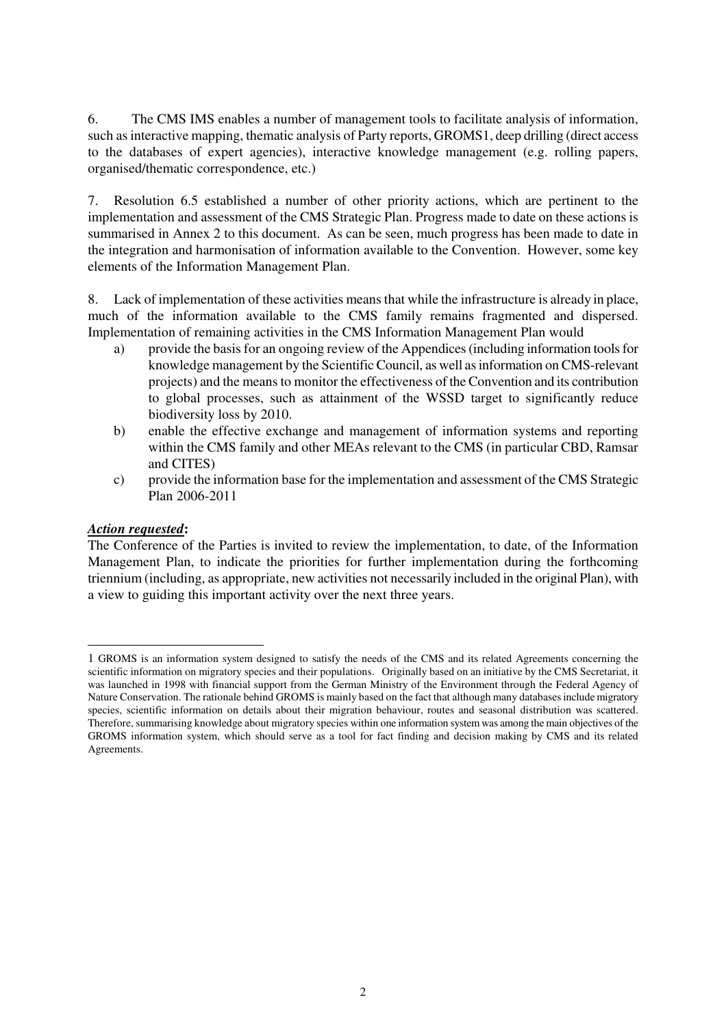6. The CMS IMS enables a number of management tools to facilitate analysis of information, such as interactive mapping, thematic analysis of Party reports, GROMS[1], deep drilling (direct access to the databases of expert agencies), interactive knowledge management (e.g. rolling papers, organised/thematic correspondence, etc.)

7. Resolution 6.5 established a number of other priority actions, which are pertinent to the implementation and assessment of the CMS Strategic Plan. Progress made to date on these actions is summarised in Annex 2 to this document. As can be seen, much progress has been made to date in the integration and harmonisation of information available to the Convention. However, some key elements of the Information Management Plan.

8. Lack of implementation of these activities means that while the infrastructure is already in place, much of the information available to the CMS family remains fragmented and dispersed. Implementation of remaining activities in the CMS Information Management Plan would

a) provide the basis for an ongoing review of the Appendices (including information tools for knowledge management by the Scientific Council, as well as information on CMS-relevant projects) and the means to monitor the effectiveness of the Convention and its contribution to global processes, such as attainment of the WSSD target to significantly reduce biodiversity loss by 2010.

b) enable the effective exchange and management of information systems and reporting within the CMS family and other MEAs relevant to the CMS (in particular CBD, Ramsar and CITES)

c) provide the information base for the implementation and assessment of the CMS Strategic Plan 2006-2011

***Action requested*:**

The Conference of the Parties is invited to review the implementation, to date, of the Information Management Plan, to indicate the priorities for further implementation during the forthcoming triennium (including, as appropriate, new activities not necessarily included in the original Plan), with a view to guiding this important activity over the next three years.

---

[1] GROMS is an information system designed to satisfy the needs of the CMS and its related Agreements concerning the scientific information on migratory species and their populations. Originally based on an initiative by the CMS Secretariat, it was launched in 1998 with financial support from the German Ministry of the Environment through the Federal Agency of Nature Conservation. The rationale behind GROMS is mainly based on the fact that although many databases include migratory species, scientific information on details about their migration behaviour, routes and seasonal distribution was scattered. Therefore, summarising knowledge about migratory species within one information system was among the main objectives of the GROMS information system, which should serve as a tool for fact finding and decision making by CMS and its related Agreements.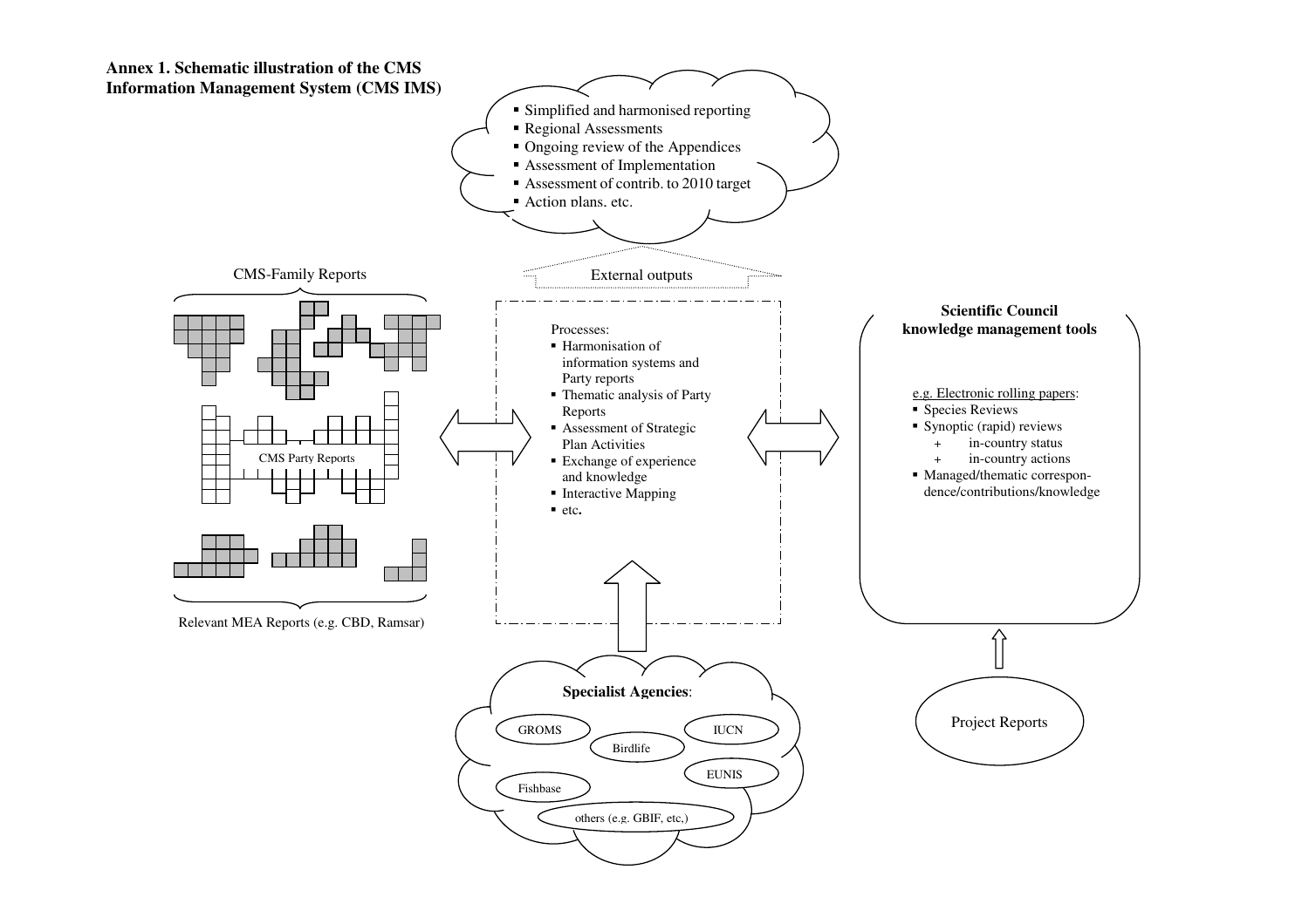**Annex 1. Schematic illustration of the CMS Information Management System (CMS IMS)**

- Simplified and harmonised reporting
- Regional Assessments
- Ongoing review of the Appendices
- Assessment of Implementation
- Assessment of contrib. to 2010 target
- Action plans, etc.

External outputs

CMS-Family Reports

CMS Party Reports

Relevant MEA Reports (e.g. CBD, Ramsar)

Processes:

- Harmonisation of information systems and Party reports
- Thematic analysis of Party Reports
- Assessment of Strategic Plan Activities
- Exchange of experience and knowledge
- Interactive Mapping
- etc.

**Scientific Council knowledge management tools**

e.g. Electronic rolling papers:

- Species Reviews
- Synoptic (rapid) reviews
  - + in-country status
  - + in-country actions
- Managed/thematic correspondence/contributions/knowledge

**Specialist Agencies**:

GROMS

Birdlife

IUCN

EUNIS

Fishbase

others (e.g. GBIF, etc,)

Project Reports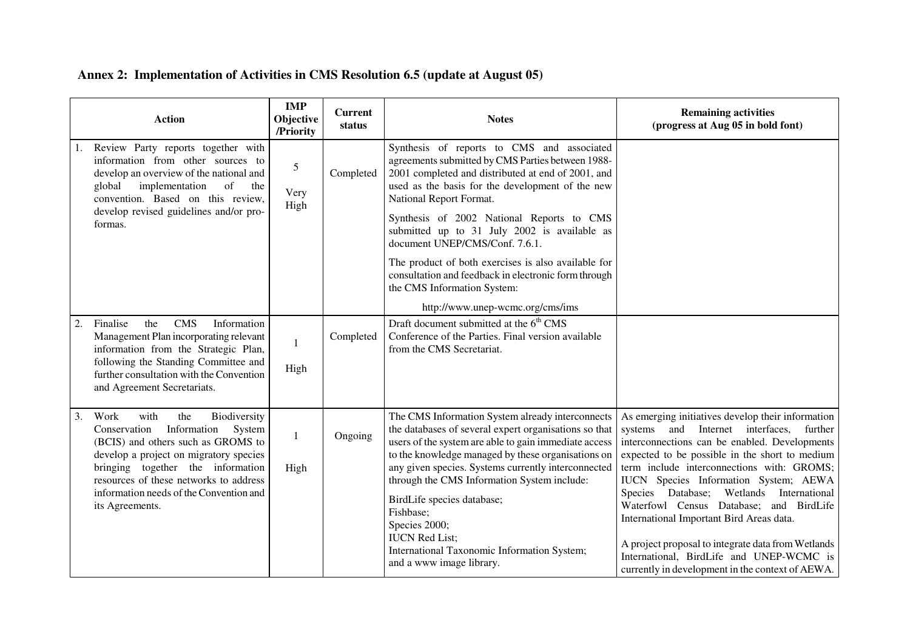## Annex 2: Implementation of Activities in CMS Resolution 6.5 (update at August 05)

| Action | IMP Objective /Priority | Current status | Notes | Remaining activities (progress at Aug 05 in bold font) |
|---|---|---|---|---|
| 1. Review Party reports together with information from other sources to develop an overview of the national and global implementation of the convention. Based on this review, develop revised guidelines and/or pro-formas. | 5<br><br>Very High | Completed | Synthesis of reports to CMS and associated agreements submitted by CMS Parties between 1988-2001 completed and distributed at end of 2001, and used as the basis for the development of the new National Report Format.<br><br>Synthesis of 2002 National Reports to CMS submitted up to 31 July 2002 is available as document UNEP/CMS/Conf. 7.6.1.<br><br>The product of both exercises is also available for consultation and feedback in electronic form through the CMS Information System:<br><br>http://www.unep-wcmc.org/cms/ims | |
| 2. Finalise the CMS Information Management Plan incorporating relevant information from the Strategic Plan, following the Standing Committee and further consultation with the Convention and Agreement Secretariats. | 1<br><br>High | Completed | Draft document submitted at the 6th CMS Conference of the Parties. Final version available from the CMS Secretariat. | |
| 3. Work with the Biodiversity Conservation Information System (BCIS) and others such as GROMS to develop a project on migratory species bringing together the information resources of these networks to address information needs of the Convention and its Agreements. | 1<br><br>High | Ongoing | The CMS Information System already interconnects the databases of several expert organisations so that users of the system are able to gain immediate access to the knowledge managed by these organisations on any given species. Systems currently interconnected through the CMS Information System include:<br><br>BirdLife species database;<br>Fishbase;<br>Species 2000;<br>IUCN Red List;<br>International Taxonomic Information System;<br>and a www image library. | As emerging initiatives develop their information systems and Internet interfaces, further interconnections can be enabled. Developments expected to be possible in the short to medium term include interconnections with: GROMS; IUCN Species Information System; AEWA Species Database; Wetlands International Waterfowl Census Database; and BirdLife International Important Bird Areas data.<br><br>A project proposal to integrate data from Wetlands International, BirdLife and UNEP-WCMC is currently in development in the context of AEWA. |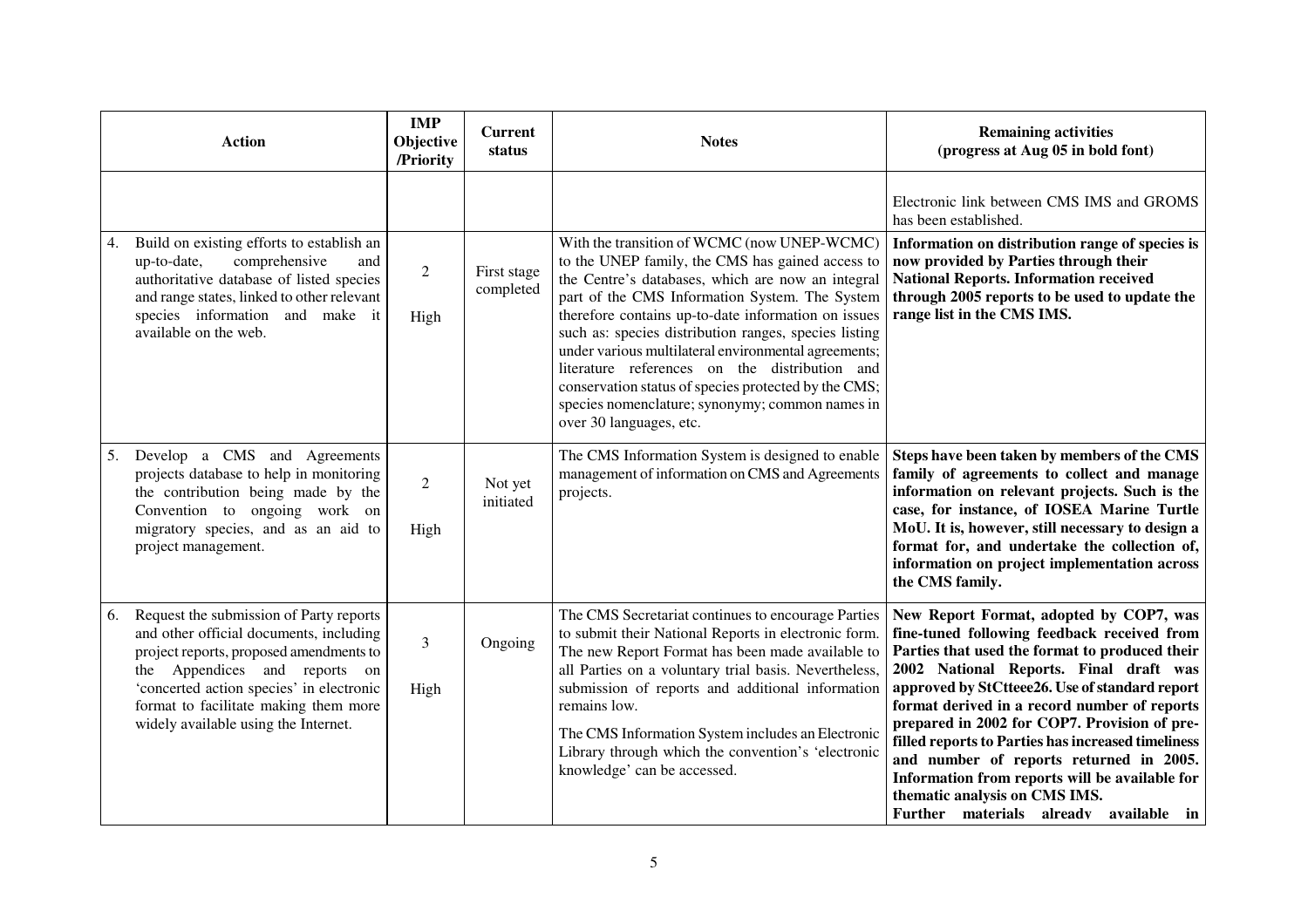| Action | IMP Objective /Priority | Current status | Notes | Remaining activities (progress at Aug 05 in bold font) |
|---|---|---|---|---|
| | | | | Electronic link between CMS IMS and GROMS has been established. |
| 4. Build on existing efforts to establish an up-to-date, comprehensive and authoritative database of listed species and range states, linked to other relevant species information and make it available on the web. | 2<br><br>High | First stage completed | With the transition of WCMC (now UNEP-WCMC) to the UNEP family, the CMS has gained access to the Centre's databases, which are now an integral part of the CMS Information System. The System therefore contains up-to-date information on issues such as: species distribution ranges, species listing under various multilateral environmental agreements; literature references on the distribution and conservation status of species protected by the CMS; species nomenclature; synonymy; common names in over 30 languages, etc. | **Information on distribution range of species is now provided by Parties through their National Reports. Information received through 2005 reports to be used to update the range list in the CMS IMS.** |
| 5. Develop a CMS and Agreements projects database to help in monitoring the contribution being made by the Convention to ongoing work on migratory species, and as an aid to project management. | 2<br><br>High | Not yet initiated | The CMS Information System is designed to enable management of information on CMS and Agreements projects. | **Steps have been taken by members of the CMS family of agreements to collect and manage information on relevant projects. Such is the case, for instance, of IOSEA Marine Turtle MoU. It is, however, still necessary to design a format for, and undertake the collection of, information on project implementation across the CMS family.** |
| 6. Request the submission of Party reports and other official documents, including project reports, proposed amendments to the Appendices and reports on 'concerted action species' in electronic format to facilitate making them more widely available using the Internet. | 3<br><br>High | Ongoing | The CMS Secretariat continues to encourage Parties to submit their National Reports in electronic form. The new Report Format has been made available to all Parties on a voluntary trial basis. Nevertheless, submission of reports and additional information remains low.<br><br>The CMS Information System includes an Electronic Library through which the convention's 'electronic knowledge' can be accessed. | **New Report Format, adopted by COP7, was fine-tuned following feedback received from Parties that used the format to produced their 2002 National Reports. Final draft was approved by StCtteee26. Use of standard report format derived in a record number of reports prepared in 2002 for COP7. Provision of pre-filled reports to Parties has increased timeliness and number of reports returned in 2005. Information from reports will be available for thematic analysis on CMS IMS.**<br>**Further materials already available in** |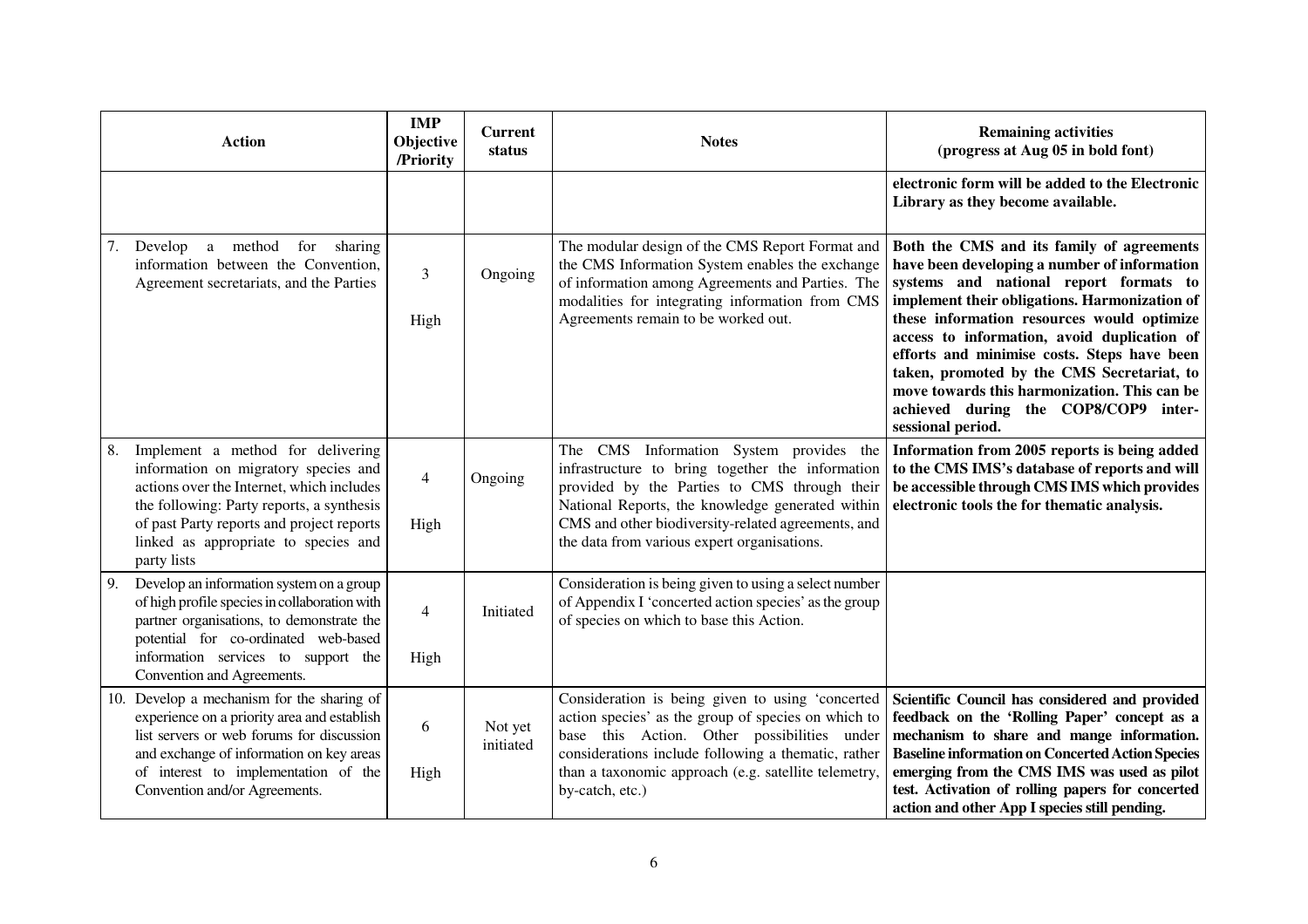| Action | IMP Objective /Priority | Current status | Notes | Remaining activities (progress at Aug 05 in bold font) |
|---|---|---|---|---|
| | | | | **electronic form will be added to the Electronic Library as they become available.** |
| 7. Develop a method for sharing information between the Convention, Agreement secretariats, and the Parties | 3<br><br>High | Ongoing | The modular design of the CMS Report Format and the CMS Information System enables the exchange of information among Agreements and Parties. The modalities for integrating information from CMS Agreements remain to be worked out. | **Both the CMS and its family of agreements have been developing a number of information systems and national report formats to implement their obligations. Harmonization of these information resources would optimize access to information, avoid duplication of efforts and minimise costs. Steps have been taken, promoted by the CMS Secretariat, to move towards this harmonization. This can be achieved during the COP8/COP9 inter-sessional period.** |
| 8. Implement a method for delivering information on migratory species and actions over the Internet, which includes the following: Party reports, a synthesis of past Party reports and project reports linked as appropriate to species and party lists | 4<br><br>High | Ongoing | The CMS Information System provides the infrastructure to bring together the information provided by the Parties to CMS through their National Reports, the knowledge generated within CMS and other biodiversity-related agreements, and the data from various expert organisations. | **Information from 2005 reports is being added to the CMS IMS's database of reports and will be accessible through CMS IMS which provides electronic tools the for thematic analysis.** |
| 9. Develop an information system on a group of high profile species in collaboration with partner organisations, to demonstrate the potential for co-ordinated web-based information services to support the Convention and Agreements. | 4<br><br>High | Initiated | Consideration is being given to using a select number of Appendix I 'concerted action species' as the group of species on which to base this Action. | |
| 10. Develop a mechanism for the sharing of experience on a priority area and establish list servers or web forums for discussion and exchange of information on key areas of interest to implementation of the Convention and/or Agreements. | 6<br><br>High | Not yet initiated | Consideration is being given to using 'concerted action species' as the group of species on which to base this Action. Other possibilities under considerations include following a thematic, rather than a taxonomic approach (e.g. satellite telemetry, by-catch, etc.) | **Scientific Council has considered and provided feedback on the 'Rolling Paper' concept as a mechanism to share and mange information. Baseline information on Concerted Action Species emerging from the CMS IMS was used as pilot test. Activation of rolling papers for concerted action and other App I species still pending.** |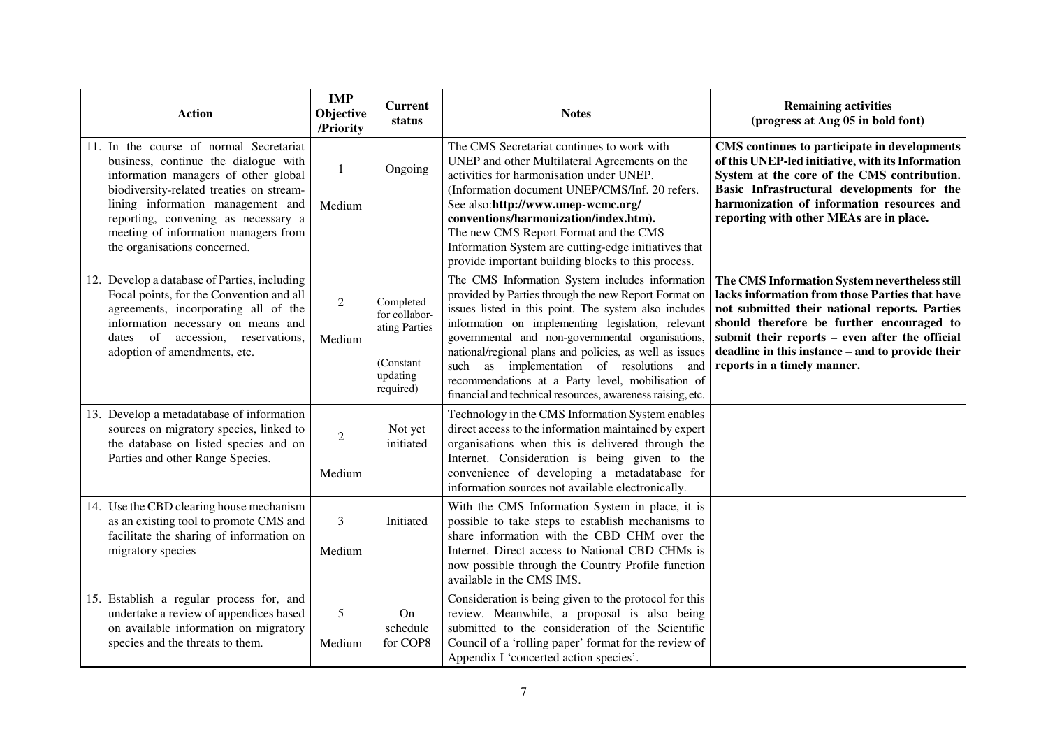| Action | IMP Objective /Priority | Current status | Notes | Remaining activities (progress at Aug 05 in bold font) |
|---|---|---|---|---|
| 11. In the course of normal Secretariat business, continue the dialogue with information managers of other global biodiversity-related treaties on streamlining information management and reporting, convening as necessary a meeting of information managers from the organisations concerned. | 1<br><br>Medium | Ongoing | The CMS Secretariat continues to work with UNEP and other Multilateral Agreements on the activities for harmonisation under UNEP. (Information document UNEP/CMS/Inf. 20 refers. See also:**http://www.unep-wcmc.org/ conventions/harmonization/index.htm).** The new CMS Report Format and the CMS Information System are cutting-edge initiatives that provide important building blocks to this process. | **CMS continues to participate in developments of this UNEP-led initiative, with its Information System at the core of the CMS contribution. Basic Infrastructural developments for the harmonization of information resources and reporting with other MEAs are in place.** |
| 12. Develop a database of Parties, including Focal points, for the Convention and all agreements, incorporating all of the information necessary on means and dates of accession, reservations, adoption of amendments, etc. | 2<br><br>Medium | Completed for collaborating Parties<br><br>(Constant updating required) | The CMS Information System includes information provided by Parties through the new Report Format on issues listed in this point. The system also includes information on implementing legislation, relevant governmental and non-governmental organisations, national/regional plans and policies, as well as issues such as implementation of resolutions and recommendations at a Party level, mobilisation of financial and technical resources, awareness raising, etc. | **The CMS Information System nevertheless still lacks information from those Parties that have not submitted their national reports. Parties should therefore be further encouraged to submit their reports – even after the official deadline in this instance – and to provide their reports in a timely manner.** |
| 13. Develop a metadatabase of information sources on migratory species, linked to the database on listed species and on Parties and other Range Species. | 2<br><br>Medium | Not yet initiated | Technology in the CMS Information System enables direct access to the information maintained by expert organisations when this is delivered through the Internet. Consideration is being given to the convenience of developing a metadatabase for information sources not available electronically. | |
| 14. Use the CBD clearing house mechanism as an existing tool to promote CMS and facilitate the sharing of information on migratory species | 3<br><br>Medium | Initiated | With the CMS Information System in place, it is possible to take steps to establish mechanisms to share information with the CBD CHM over the Internet. Direct access to National CBD CHMs is now possible through the Country Profile function available in the CMS IMS. | |
| 15. Establish a regular process for, and undertake a review of appendices based on available information on migratory species and the threats to them. | 5<br><br>Medium | On schedule for COP8 | Consideration is being given to the protocol for this review. Meanwhile, a proposal is also being submitted to the consideration of the Scientific Council of a 'rolling paper' format for the review of Appendix I 'concerted action species'. | |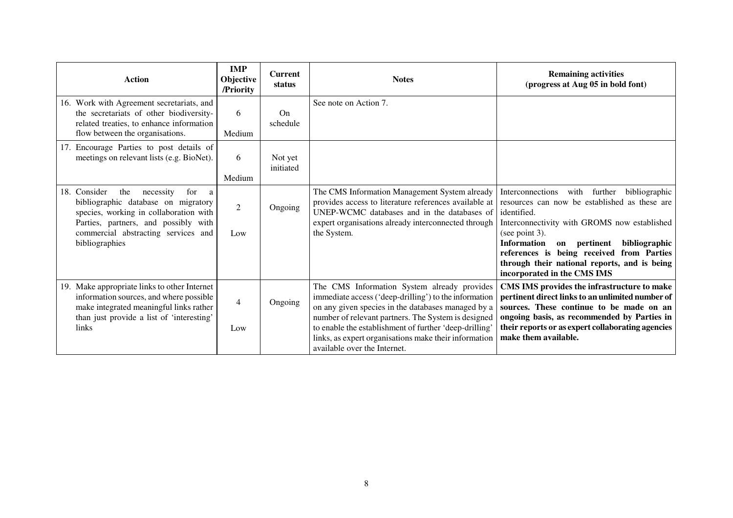| Action | IMP Objective /Priority | Current status | Notes | Remaining activities (progress at Aug 05 in bold font) |
|---|---|---|---|---|
| 16. Work with Agreement secretariats, and the secretariats of other biodiversity-related treaties, to enhance information flow between the organisations. | 6<br><br>Medium | On schedule | See note on Action 7. | |
| 17. Encourage Parties to post details of meetings on relevant lists (e.g. BioNet). | 6<br><br>Medium | Not yet initiated | | |
| 18. Consider the necessity for a bibliographic database on migratory species, working in collaboration with Parties, partners, and possibly with commercial abstracting services and bibliographies | 2<br><br>Low | Ongoing | The CMS Information Management System already provides access to literature references available at UNEP-WCMC databases and in the databases of expert organisations already interconnected through the System. | Interconnections with further bibliographic resources can now be established as these are identified.<br>Interconnectivity with GROMS now established (see point 3).<br>**Information on pertinent bibliographic references is being received from Parties through their national reports, and is being incorporated in the CMS IMS** |
| 19. Make appropriate links to other Internet information sources, and where possible make integrated meaningful links rather than just provide a list of 'interesting' links | 4<br><br>Low | Ongoing | The CMS Information System already provides immediate access ('deep-drilling') to the information on any given species in the databases managed by a number of relevant partners. The System is designed to enable the establishment of further 'deep-drilling' links, as expert organisations make their information available over the Internet. | **CMS IMS provides the infrastructure to make pertinent direct links to an unlimited number of sources. These continue to be made on an ongoing basis, as recommended by Parties in their reports or as expert collaborating agencies make them available.** |